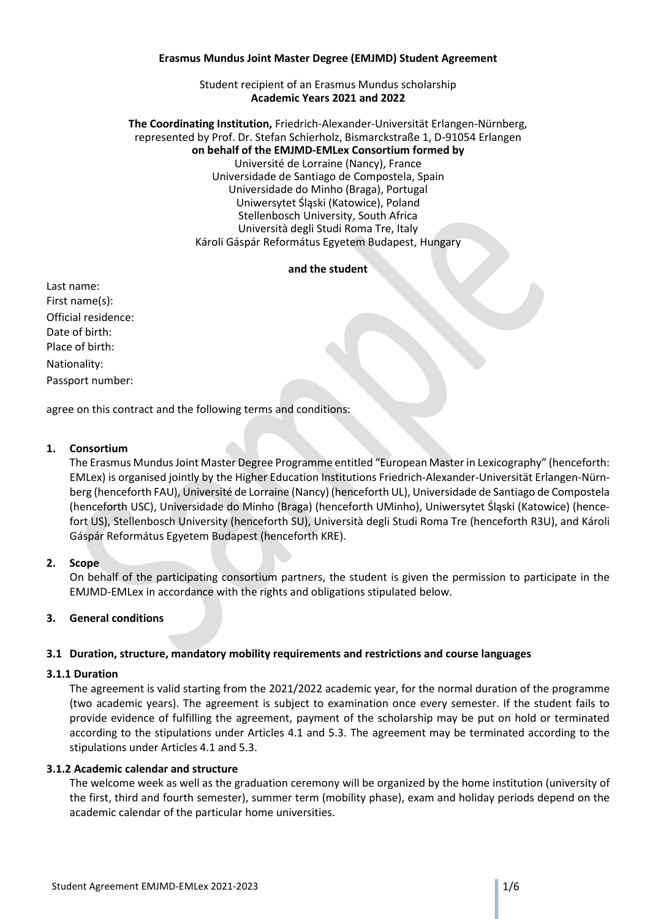**Erasmus Mundus Joint Master Degree (EMJMD) Student Agreement**

Student recipient of an Erasmus Mundus scholarship
**Academic Years 2021 and 2022**

**The Coordinating Institution,** Friedrich-Alexander-Universität Erlangen-Nürnberg, represented by Prof. Dr. Stefan Schierholz, Bismarckstraße 1, D-91054 Erlangen
**on behalf of the EMJMD-EMLex Consortium formed by**
Université de Lorraine (Nancy), France
Universidade de Santiago de Compostela, Spain
Universidade do Minho (Braga), Portugal
Uniwersytet Śląski (Katowice), Poland
Stellenbosch University, South Africa
Università degli Studi Roma Tre, Italy
Károli Gáspár Református Egyetem Budapest, Hungary

**and the student**

Last name:
First name(s):
Official residence:
Date of birth:
Place of birth:
Nationality:
Passport number:

agree on this contract and the following terms and conditions:

## 1. Consortium

The Erasmus Mundus Joint Master Degree Programme entitled "European Master in Lexicography" (henceforth: EMLex) is organised jointly by the Higher Education Institutions Friedrich-Alexander-Universität Erlangen-Nürnberg (henceforth FAU), Université de Lorraine (Nancy) (henceforth UL), Universidade de Santiago de Compostela (henceforth USC), Universidade do Minho (Braga) (henceforth UMinho), Uniwersytet Śląski (Katowice) (hencefort US), Stellenbosch University (henceforth SU), Università degli Studi Roma Tre (henceforth R3U), and Károli Gáspár Református Egyetem Budapest (henceforth KRE).

## 2. Scope

On behalf of the participating consortium partners, the student is given the permission to participate in the EMJMD-EMLex in accordance with the rights and obligations stipulated below.

## 3. General conditions

### 3.1 Duration, structure, mandatory mobility requirements and restrictions and course languages

#### 3.1.1 Duration

The agreement is valid starting from the 2021/2022 academic year, for the normal duration of the programme (two academic years). The agreement is subject to examination once every semester. If the student fails to provide evidence of fulfilling the agreement, payment of the scholarship may be put on hold or terminated according to the stipulations under Articles 4.1 and 5.3. The agreement may be terminated according to the stipulations under Articles 4.1 and 5.3.

#### 3.1.2 Academic calendar and structure

The welcome week as well as the graduation ceremony will be organized by the home institution (university of the first, third and fourth semester), summer term (mobility phase), exam and holiday periods depend on the academic calendar of the particular home universities.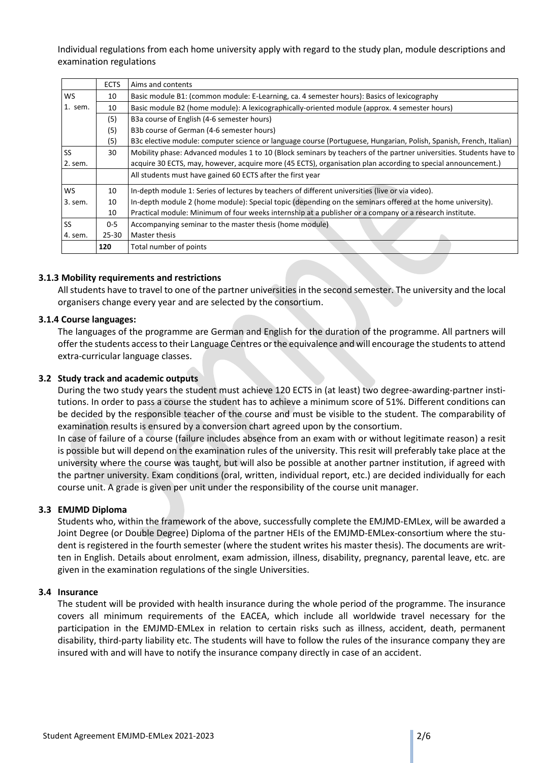Individual regulations from each home university apply with regard to the study plan, module descriptions and examination regulations

| | ECTS | Aims and contents |
|---|---|---|
| WS 1. sem. | 10 | Basic module B1: (common module: E-Learning, ca. 4 semester hours): Basics of lexicography |
| | 10 | Basic module B2 (home module): A lexicographically-oriented module (approx. 4 semester hours) |
| | (5) | B3a course of English (4-6 semester hours) |
| | (5) | B3b course of German (4-6 semester hours) |
| | (5) | B3c elective module: computer science or language course (Portuguese, Hungarian, Polish, Spanish, French, Italian) |
| SS 2. sem. | 30 | Mobility phase: Advanced modules 1 to 10 (Block seminars by teachers of the partner universities. Students have to acquire 30 ECTS, may, however, acquire more (45 ECTS), organisation plan according to special announcement.) |
| | | All students must have gained 60 ECTS after the first year |
| WS 3. sem. | 10 | In-depth module 1: Series of lectures by teachers of different universities (live or via video). |
| | 10 | In-depth module 2 (home module): Special topic (depending on the seminars offered at the home university). |
| | 10 | Practical module: Minimum of four weeks internship at a publisher or a company or a research institute. |
| SS 4. sem. | 0-5 | Accompanying seminar to the master thesis (home module) |
| | 25-30 | Master thesis |
| | **120** | Total number of points |

### 3.1.3 Mobility requirements and restrictions

All students have to travel to one of the partner universities in the second semester. The university and the local organisers change every year and are selected by the consortium.

### 3.1.4 Course languages:

The languages of the programme are German and English for the duration of the programme. All partners will offer the students access to their Language Centres or the equivalence and will encourage the students to attend extra-curricular language classes.

## 3.2 Study track and academic outputs

During the two study years the student must achieve 120 ECTS in (at least) two degree-awarding-partner institutions. In order to pass a course the student has to achieve a minimum score of 51%. Different conditions can be decided by the responsible teacher of the course and must be visible to the student. The comparability of examination results is ensured by a conversion chart agreed upon by the consortium.

In case of failure of a course (failure includes absence from an exam with or without legitimate reason) a resit is possible but will depend on the examination rules of the university. This resit will preferably take place at the university where the course was taught, but will also be possible at another partner institution, if agreed with the partner university. Exam conditions (oral, written, individual report, etc.) are decided individually for each course unit. A grade is given per unit under the responsibility of the course unit manager.

## 3.3 EMJMD Diploma

Students who, within the framework of the above, successfully complete the EMJMD-EMLex, will be awarded a Joint Degree (or Double Degree) Diploma of the partner HEIs of the EMJMD-EMLex-consortium where the student is registered in the fourth semester (where the student writes his master thesis). The documents are written in English. Details about enrolment, exam admission, illness, disability, pregnancy, parental leave, etc. are given in the examination regulations of the single Universities.

## 3.4 Insurance

The student will be provided with health insurance during the whole period of the programme. The insurance covers all minimum requirements of the EACEA, which include all worldwide travel necessary for the participation in the EMJMD-EMLex in relation to certain risks such as illness, accident, death, permanent disability, third-party liability etc. The students will have to follow the rules of the insurance company they are insured with and will have to notify the insurance company directly in case of an accident.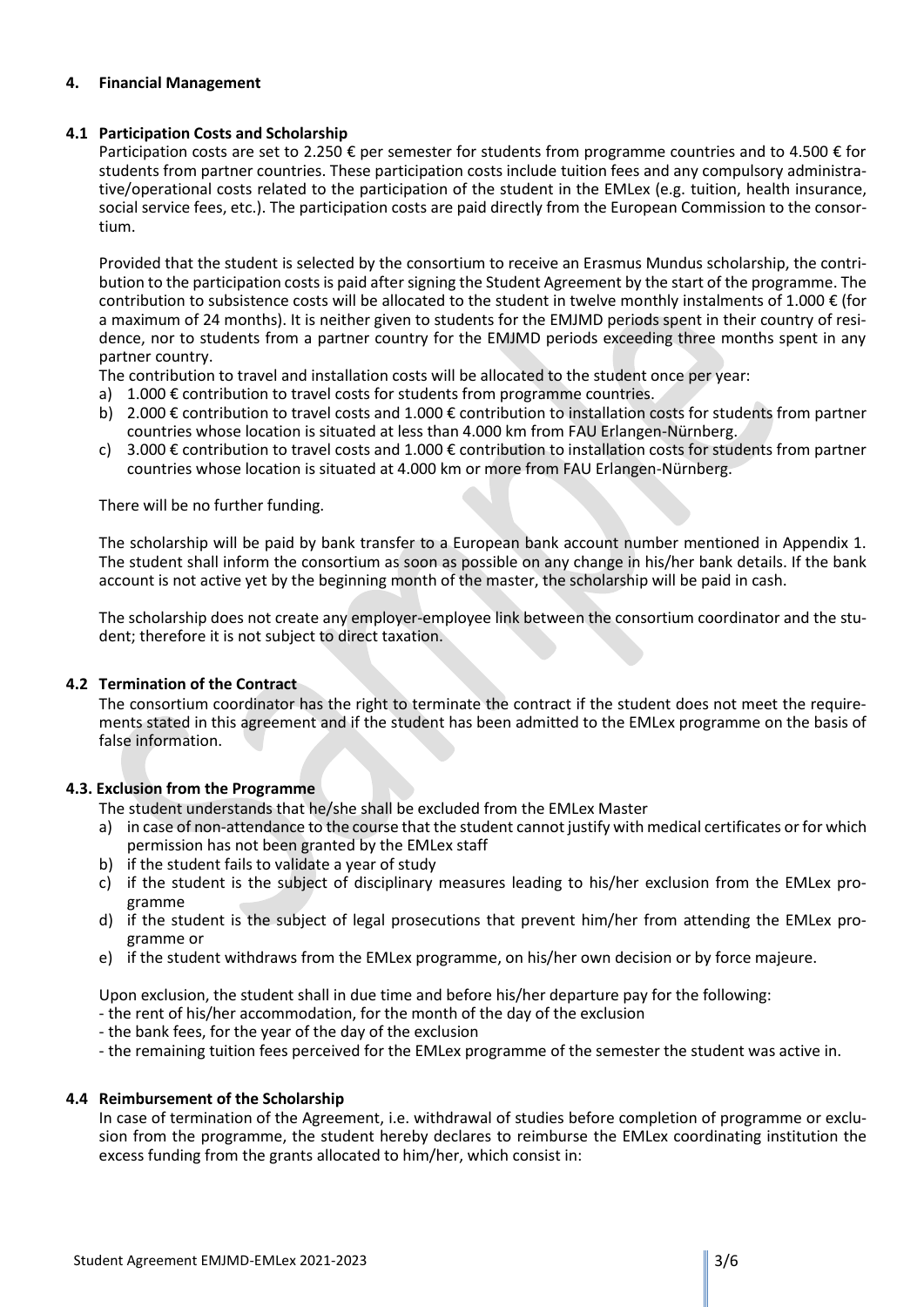## 4. Financial Management

### 4.1 Participation Costs and Scholarship

Participation costs are set to 2.250 € per semester for students from programme countries and to 4.500 € for students from partner countries. These participation costs include tuition fees and any compulsory administrative/operational costs related to the participation of the student in the EMLex (e.g. tuition, health insurance, social service fees, etc.). The participation costs are paid directly from the European Commission to the consortium.

Provided that the student is selected by the consortium to receive an Erasmus Mundus scholarship, the contribution to the participation costs is paid after signing the Student Agreement by the start of the programme. The contribution to subsistence costs will be allocated to the student in twelve monthly instalments of 1.000 € (for a maximum of 24 months). It is neither given to students for the EMJMD periods spent in their country of residence, nor to students from a partner country for the EMJMD periods exceeding three months spent in any partner country.

The contribution to travel and installation costs will be allocated to the student once per year:

a) 1.000 € contribution to travel costs for students from programme countries.
b) 2.000 € contribution to travel costs and 1.000 € contribution to installation costs for students from partner countries whose location is situated at less than 4.000 km from FAU Erlangen-Nürnberg.
c) 3.000 € contribution to travel costs and 1.000 € contribution to installation costs for students from partner countries whose location is situated at 4.000 km or more from FAU Erlangen-Nürnberg.

There will be no further funding.

The scholarship will be paid by bank transfer to a European bank account number mentioned in Appendix 1. The student shall inform the consortium as soon as possible on any change in his/her bank details. If the bank account is not active yet by the beginning month of the master, the scholarship will be paid in cash.

The scholarship does not create any employer-employee link between the consortium coordinator and the student; therefore it is not subject to direct taxation.

### 4.2 Termination of the Contract

The consortium coordinator has the right to terminate the contract if the student does not meet the requirements stated in this agreement and if the student has been admitted to the EMLex programme on the basis of false information.

### 4.3. Exclusion from the Programme

The student understands that he/she shall be excluded from the EMLex Master

a) in case of non-attendance to the course that the student cannot justify with medical certificates or for which permission has not been granted by the EMLex staff
b) if the student fails to validate a year of study
c) if the student is the subject of disciplinary measures leading to his/her exclusion from the EMLex programme
d) if the student is the subject of legal prosecutions that prevent him/her from attending the EMLex programme or
e) if the student withdraws from the EMLex programme, on his/her own decision or by force majeure.

Upon exclusion, the student shall in due time and before his/her departure pay for the following:

- the rent of his/her accommodation, for the month of the day of the exclusion
- the bank fees, for the year of the day of the exclusion
- the remaining tuition fees perceived for the EMLex programme of the semester the student was active in.

### 4.4 Reimbursement of the Scholarship

In case of termination of the Agreement, i.e. withdrawal of studies before completion of programme or exclusion from the programme, the student hereby declares to reimburse the EMLex coordinating institution the excess funding from the grants allocated to him/her, which consist in: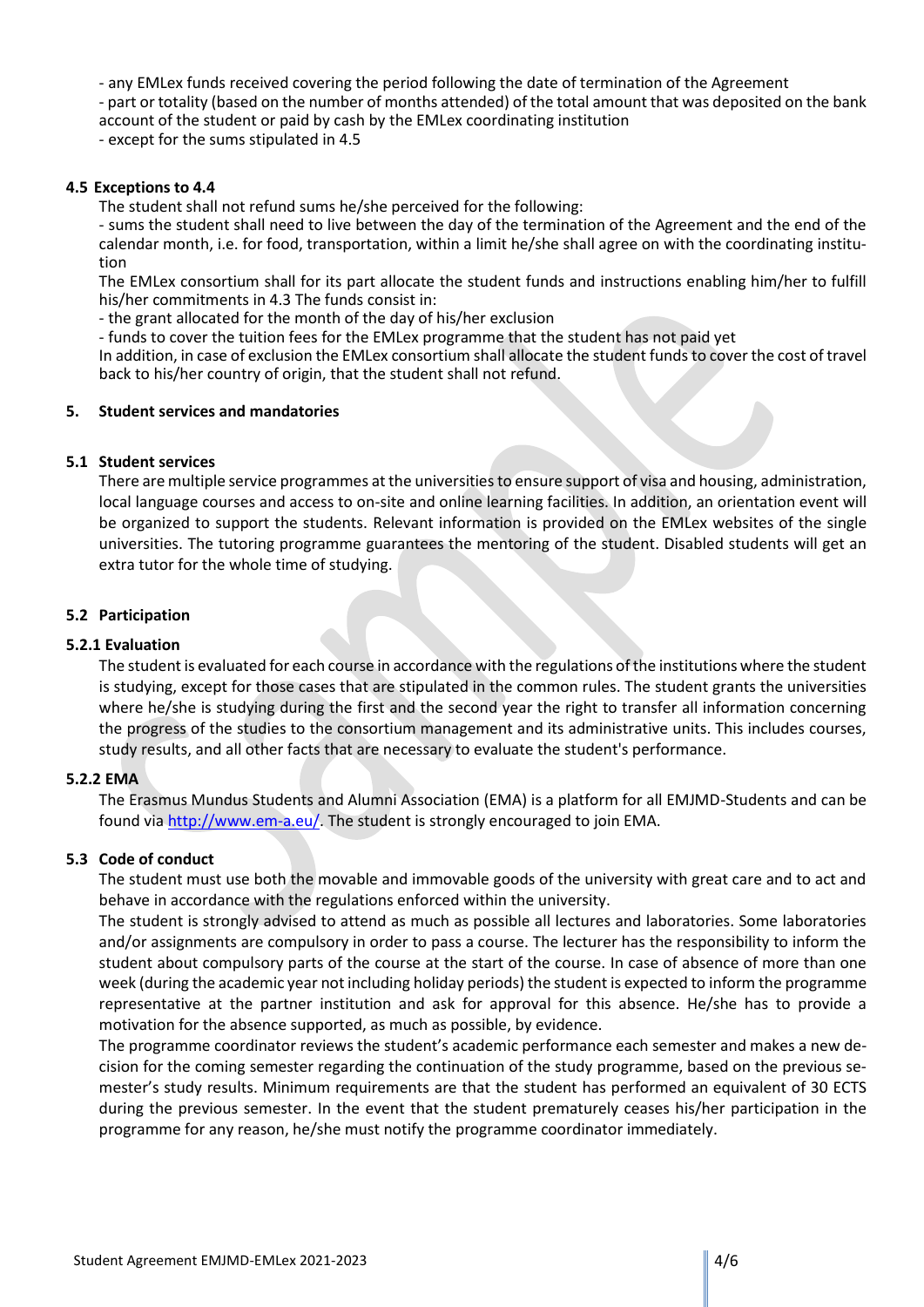- any EMLex funds received covering the period following the date of termination of the Agreement
- part or totality (based on the number of months attended) of the total amount that was deposited on the bank account of the student or paid by cash by the EMLex coordinating institution
- except for the sums stipulated in 4.5

### 4.5 Exceptions to 4.4

The student shall not refund sums he/she perceived for the following:

- sums the student shall need to live between the day of the termination of the Agreement and the end of the calendar month, i.e. for food, transportation, within a limit he/she shall agree on with the coordinating institution

The EMLex consortium shall for its part allocate the student funds and instructions enabling him/her to fulfill his/her commitments in 4.3 The funds consist in:

- the grant allocated for the month of the day of his/her exclusion
- funds to cover the tuition fees for the EMLex programme that the student has not paid yet

In addition, in case of exclusion the EMLex consortium shall allocate the student funds to cover the cost of travel back to his/her country of origin, that the student shall not refund.

## 5. Student services and mandatories

### 5.1 Student services

There are multiple service programmes at the universities to ensure support of visa and housing, administration, local language courses and access to on-site and online learning facilities. In addition, an orientation event will be organized to support the students. Relevant information is provided on the EMLex websites of the single universities. The tutoring programme guarantees the mentoring of the student. Disabled students will get an extra tutor for the whole time of studying.

### 5.2 Participation

#### 5.2.1 Evaluation

The student is evaluated for each course in accordance with the regulations of the institutions where the student is studying, except for those cases that are stipulated in the common rules. The student grants the universities where he/she is studying during the first and the second year the right to transfer all information concerning the progress of the studies to the consortium management and its administrative units. This includes courses, study results, and all other facts that are necessary to evaluate the student's performance.

#### 5.2.2 EMA

The Erasmus Mundus Students and Alumni Association (EMA) is a platform for all EMJMD-Students and can be found via [http://www.em-a.eu/](http://www.em-a.eu/). The student is strongly encouraged to join EMA.

### 5.3 Code of conduct

The student must use both the movable and immovable goods of the university with great care and to act and behave in accordance with the regulations enforced within the university.

The student is strongly advised to attend as much as possible all lectures and laboratories. Some laboratories and/or assignments are compulsory in order to pass a course. The lecturer has the responsibility to inform the student about compulsory parts of the course at the start of the course. In case of absence of more than one week (during the academic year not including holiday periods) the student is expected to inform the programme representative at the partner institution and ask for approval for this absence. He/she has to provide a motivation for the absence supported, as much as possible, by evidence.

The programme coordinator reviews the student's academic performance each semester and makes a new decision for the coming semester regarding the continuation of the study programme, based on the previous semester's study results. Minimum requirements are that the student has performed an equivalent of 30 ECTS during the previous semester. In the event that the student prematurely ceases his/her participation in the programme for any reason, he/she must notify the programme coordinator immediately.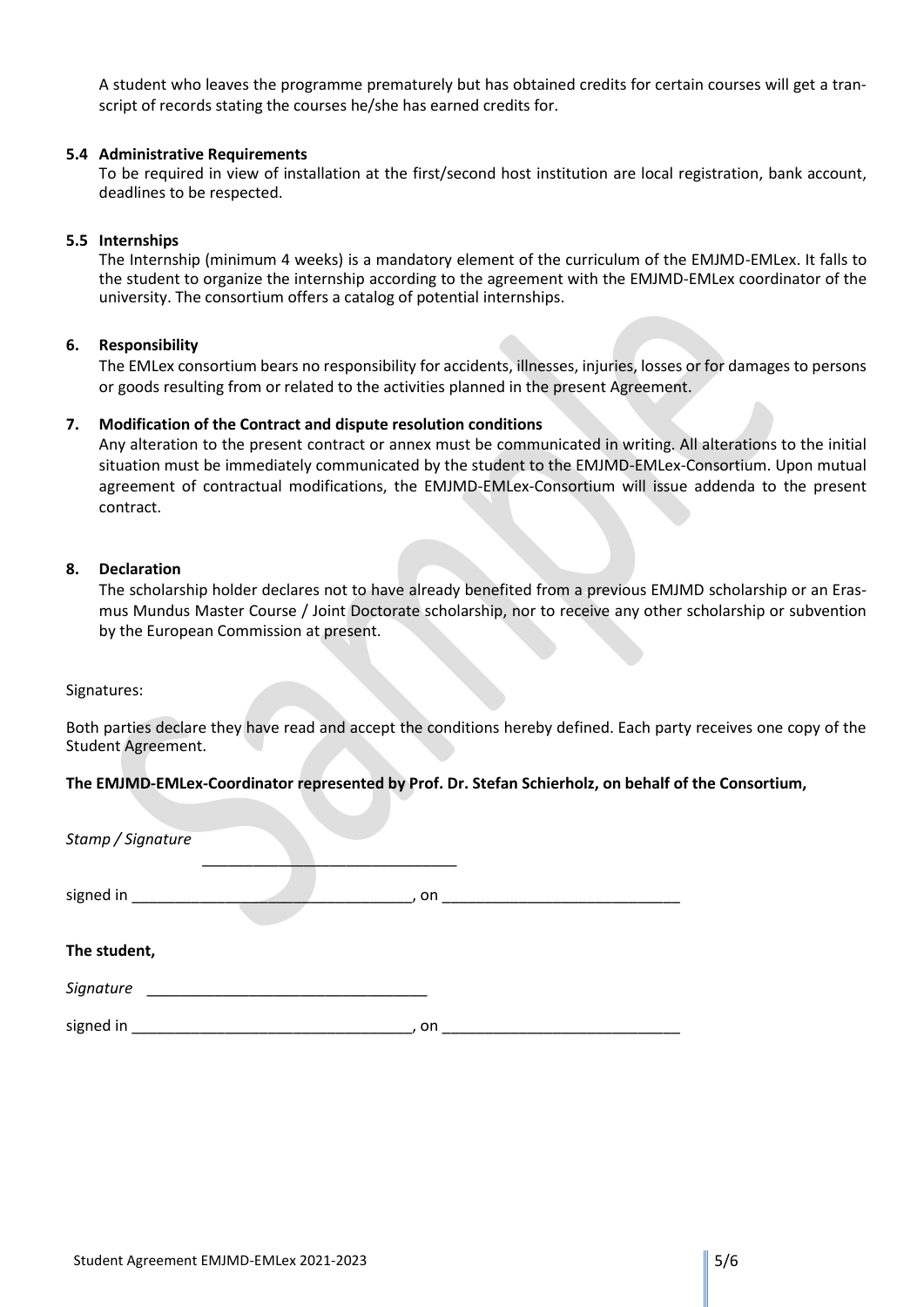A student who leaves the programme prematurely but has obtained credits for certain courses will get a transcript of records stating the courses he/she has earned credits for.

### 5.4 Administrative Requirements

To be required in view of installation at the first/second host institution are local registration, bank account, deadlines to be respected.

### 5.5 Internships

The Internship (minimum 4 weeks) is a mandatory element of the curriculum of the EMJMD-EMLex. It falls to the student to organize the internship according to the agreement with the EMJMD-EMLex coordinator of the university. The consortium offers a catalog of potential internships.

## 6. Responsibility

The EMLex consortium bears no responsibility for accidents, illnesses, injuries, losses or for damages to persons or goods resulting from or related to the activities planned in the present Agreement.

## 7. Modification of the Contract and dispute resolution conditions

Any alteration to the present contract or annex must be communicated in writing. All alterations to the initial situation must be immediately communicated by the student to the EMJMD-EMLex-Consortium. Upon mutual agreement of contractual modifications, the EMJMD-EMLex-Consortium will issue addenda to the present contract.

## 8. Declaration

The scholarship holder declares not to have already benefited from a previous EMJMD scholarship or an Erasmus Mundus Master Course / Joint Doctorate scholarship, nor to receive any other scholarship or subvention by the European Commission at present.

Signatures:

Both parties declare they have read and accept the conditions hereby defined. Each party receives one copy of the Student Agreement.

**The EMJMD-EMLex-Coordinator represented by Prof. Dr. Stefan Schierholz, on behalf of the Consortium,**

*Stamp / Signature* ______________________________

signed in _________________________________, on ____________________________

**The student,**

*Signature* _________________________________

signed in _________________________________, on ____________________________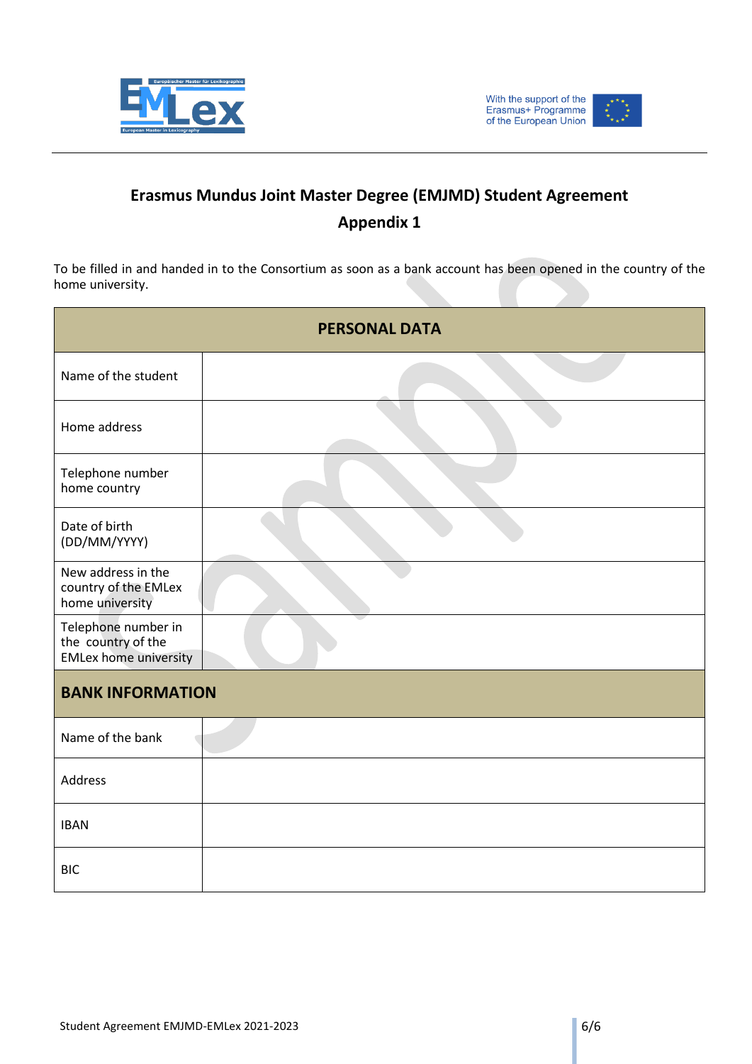# Erasmus Mundus Joint Master Degree (EMJMD) Student Agreement

## Appendix 1

To be filled in and handed in to the Consortium as soon as a bank account has been opened in the country of the home university.

| PERSONAL DATA | |
|---|---|
| Name of the student | |
| Home address | |
| Telephone number home country | |
| Date of birth (DD/MM/YYYY) | |
| New address in the country of the EMLex home university | |
| Telephone number in the country of the EMLex home university | |
| **BANK INFORMATION** | |
| Name of the bank | |
| Address | |
| IBAN | |
| BIC | |